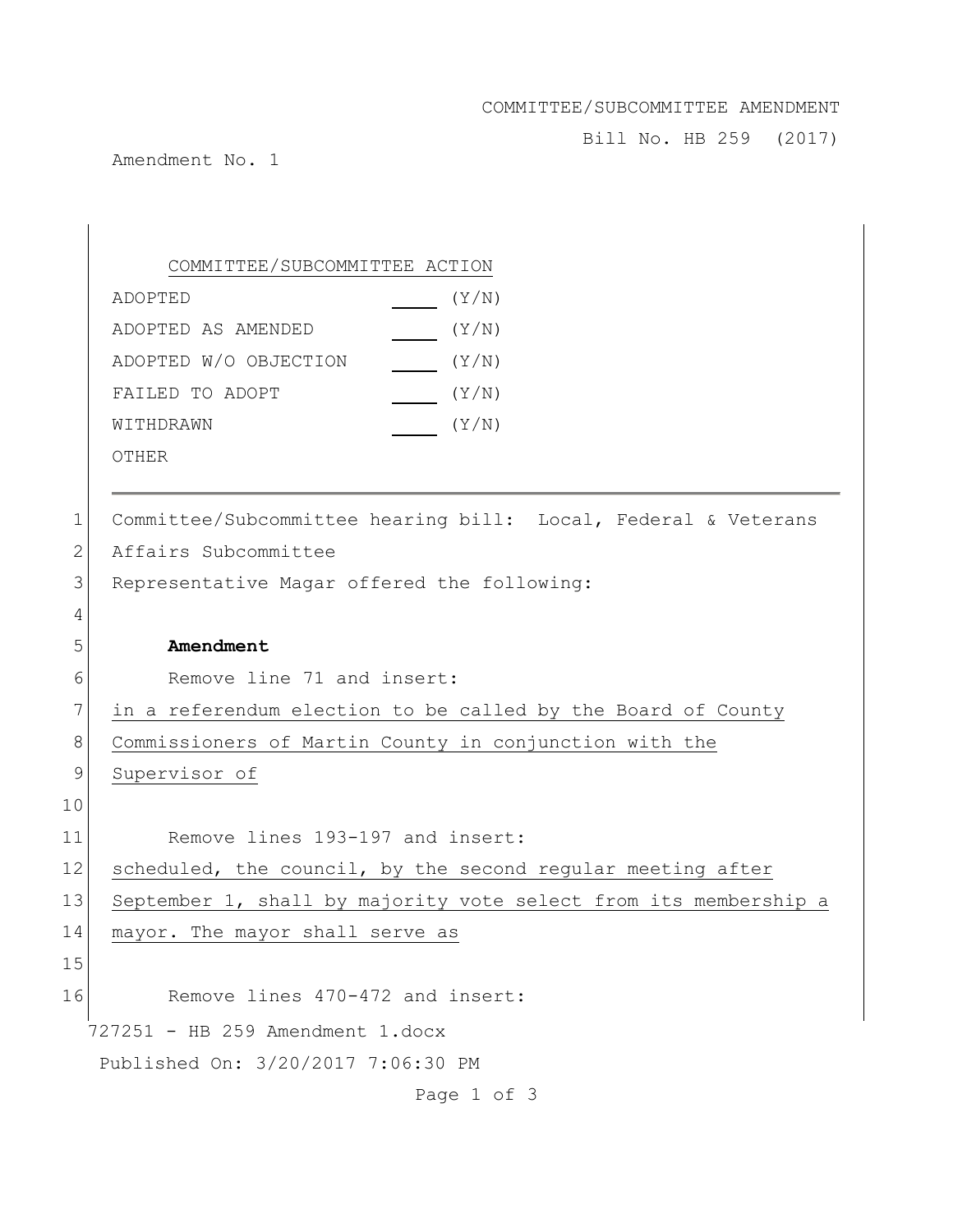COMMITTEE/SUBCOMMITTEE AMENDMENT

Bill No. HB 259 (2017)

Amendment No. 1

COMMITTEE/SUBCOMMITTEE ACTION

| | |
|---|---|
| ADOPTED | ____ (Y/N) |
| ADOPTED AS AMENDED | ____ (Y/N) |
| ADOPTED W/O OBJECTION | ____ (Y/N) |
| FAILED TO ADOPT | ____ (Y/N) |
| WITHDRAWN | ____ (Y/N) |
| OTHER | |

---

1 Committee/Subcommittee hearing bill: Local, Federal & Veterans
2 Affairs Subcommittee
3 Representative Magar offered the following:
4
5 **Amendment**
6 Remove line 71 and insert:
7 <u>in a referendum election to be called by the Board of County</u>
8 <u>Commissioners of Martin County in conjunction with the</u>
9 <u>Supervisor of</u>
10
11 Remove lines 193-197 and insert:
12 <u>scheduled, the council, by the second regular meeting after</u>
13 <u>September 1, shall by majority vote select from its membership a</u>
14 <u>mayor. The mayor shall serve as</u>
15
16 Remove lines 470-472 and insert:

727251 - HB 259 Amendment 1.docx

Published On: 3/20/2017 7:06:30 PM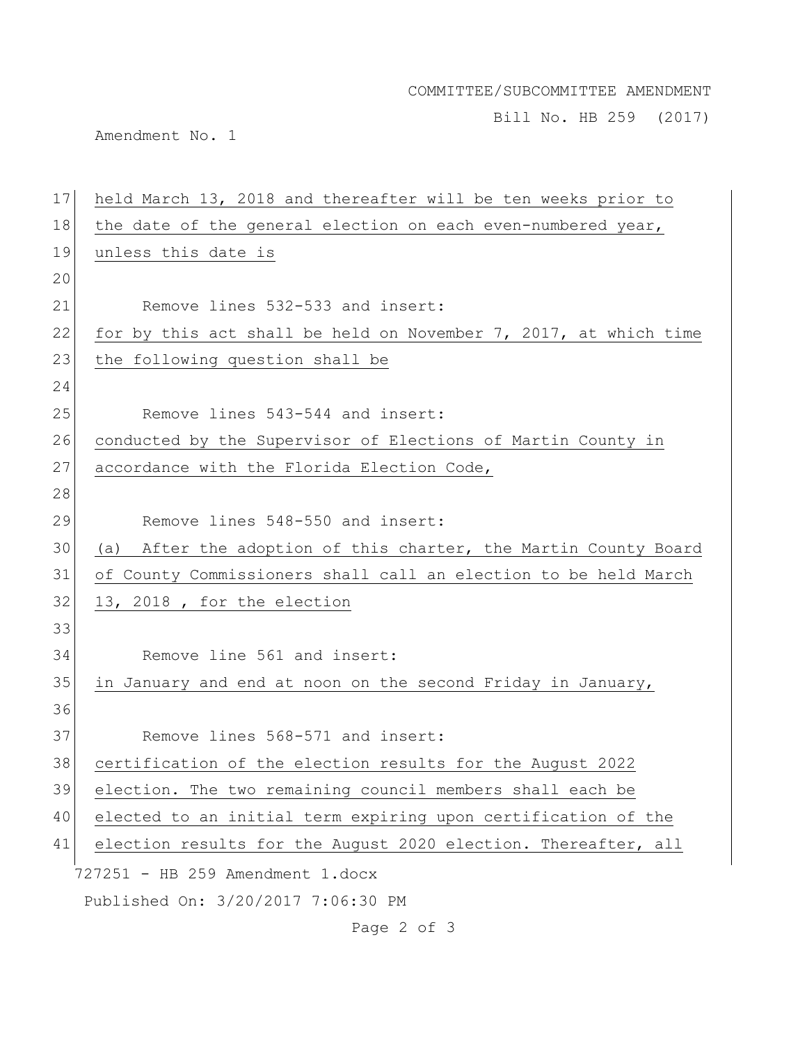held March 13, 2018 and thereafter will be ten weeks prior to the date of the general election on each even-numbered year, unless this date is

Remove lines 532-533 and insert:

for by this act shall be held on November 7, 2017, at which time the following question shall be

Remove lines 543-544 and insert:

conducted by the Supervisor of Elections of Martin County in accordance with the Florida Election Code,

Remove lines 548-550 and insert:

(a) After the adoption of this charter, the Martin County Board of County Commissioners shall call an election to be held March 13, 2018 , for the election

Remove line 561 and insert:

in January and end at noon on the second Friday in January,

Remove lines 568-571 and insert:

certification of the election results for the August 2022 election. The two remaining council members shall each be elected to an initial term expiring upon certification of the election results for the August 2020 election. Thereafter, all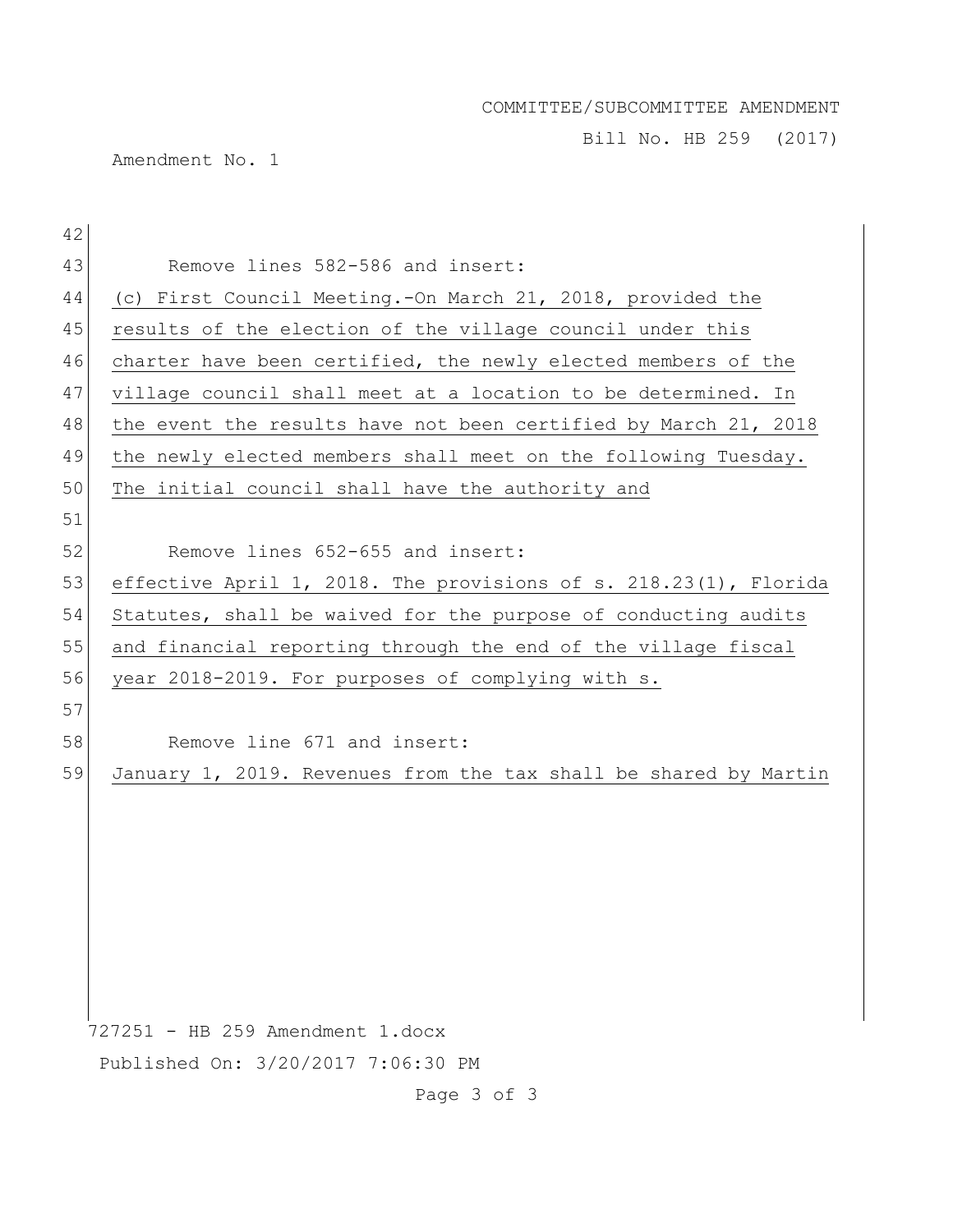Remove lines 582-586 and insert:

(c) First Council Meeting.-On March 21, 2018, provided the results of the election of the village council under this charter have been certified, the newly elected members of the village council shall meet at a location to be determined. In the event the results have not been certified by March 21, 2018 the newly elected members shall meet on the following Tuesday. The initial council shall have the authority and

Remove lines 652-655 and insert:

effective April 1, 2018. The provisions of s. 218.23(1), Florida Statutes, shall be waived for the purpose of conducting audits and financial reporting through the end of the village fiscal year 2018-2019. For purposes of complying with s.

Remove line 671 and insert:

January 1, 2019. Revenues from the tax shall be shared by Martin